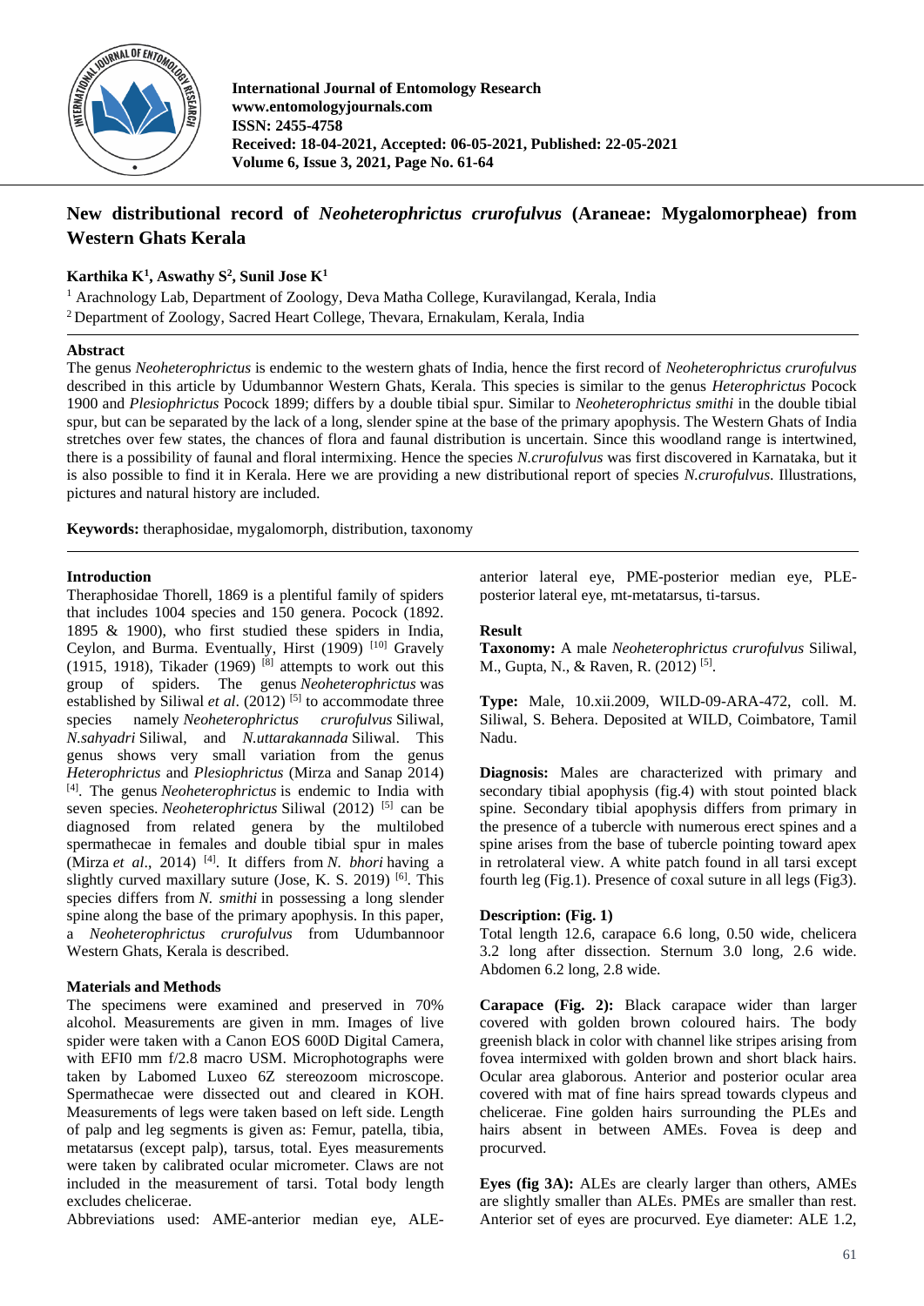International Journal of Entomology Research
www.entomologyjournals.com
ISSN: 2455-4758
Received: 18-04-2021, Accepted: 06-05-2021, Published: 22-05-2021

# New distributional record of *Neoheterophrictus crurofulvus* (Araneae: Mygalomorpheae) from Western Ghats Kerala

**Karthika K[1], Aswathy S[2], Sunil Jose K[1]**

[1] Arachnology Lab, Department of Zoology, Deva Matha College, Kuravilangad, Kerala, India
[2] Department of Zoology, Sacred Heart College, Thevara, Ernakulam, Kerala, India

## Abstract

The genus *Neoheterophrictus* is endemic to the western ghats of India, hence the first record of *Neoheterophrictus crurofulvus* described in this article by Udumbannor Western Ghats, Kerala. This species is similar to the genus *Heterophrictus* Pocock 1900 and *Plesiophrictus* Pocock 1899; differs by a double tibial spur. Similar to *Neoheterophrictus smithi* in the double tibial spur, but can be separated by the lack of a long, slender spine at the base of the primary apophysis. The Western Ghats of India stretches over few states, the chances of flora and faunal distribution is uncertain. Since this woodland range is intertwined, there is a possibility of faunal and floral intermixing. Hence the species *N.crurofulvus* was first discovered in Karnataka, but it is also possible to find it in Kerala. Here we are providing a new distributional report of species *N.crurofulvus*. Illustrations, pictures and natural history are included.

**Keywords:** theraphosidae, mygalomorph, distribution, taxonomy

## Introduction

Theraphosidae Thorell, 1869 is a plentiful family of spiders that includes 1004 species and 150 genera. Pocock (1892. 1895 & 1900), who first studied these spiders in India, Ceylon, and Burma. Eventually, Hirst (1909) [10] Gravely (1915, 1918), Tikader (1969) [8] attempts to work out this group of spiders. The genus *Neoheterophrictus* was established by Siliwal *et al*. (2012) [5] to accommodate three species namely *Neoheterophrictus crurofulvus* Siliwal, *N.sahyadri* Siliwal, and *N.uttarakannada* Siliwal. This genus shows very small variation from the genus *Heterophrictus* and *Plesiophrictus* (Mirza and Sanap 2014) [4]. The genus *Neoheterophrictus* is endemic to India with seven species. *Neoheterophrictus* Siliwal (2012) [5] can be diagnosed from related genera by the multilobed spermathecae in females and double tibial spur in males (Mirza *et al*., 2014) [4]. It differs from *N. bhori* having a slightly curved maxillary suture (Jose, K. S. 2019) [6]. This species differs from *N. smithi* in possessing a long slender spine along the base of the primary apophysis. In this paper, a *Neoheterophrictus crurofulvus* from Udumbannoor Western Ghats, Kerala is described.

## Materials and Methods

The specimens were examined and preserved in 70% alcohol. Measurements are given in mm. Images of live spider were taken with a Canon EOS 600D Digital Camera, with EFI0 mm f/2.8 macro USM. Microphotographs were taken by Labomed Luxeo 6Z stereozoom microscope. Spermathecae were dissected out and cleared in KOH. Measurements of legs were taken based on left side. Length of palp and leg segments is given as: Femur, patella, tibia, metatarsus (except palp), tarsus, total. Eyes measurements were taken by calibrated ocular micrometer. Claws are not included in the measurement of tarsi. Total body length excludes chelicerae.

Abbreviations used: AME-anterior median eye, ALE-anterior lateral eye, PME-posterior median eye, PLE-posterior lateral eye, mt-metatarsus, ti-tarsus.

## Result

**Taxonomy:** A male *Neoheterophrictus crurofulvus* Siliwal, M., Gupta, N., & Raven, R. (2012) [5].

**Type:** Male, 10.xii.2009, WILD-09-ARA-472, coll. M. Siliwal, S. Behera. Deposited at WILD, Coimbatore, Tamil Nadu.

**Diagnosis:** Males are characterized with primary and secondary tibial apophysis (fig.4) with stout pointed black spine. Secondary tibial apophysis differs from primary in the presence of a tubercle with numerous erect spines and a spine arises from the base of tubercle pointing toward apex in retrolateral view. A white patch found in all tarsi except fourth leg (Fig.1). Presence of coxal suture in all legs (Fig3).

**Description: (Fig. 1)**

Total length 12.6, carapace 6.6 long, 0.50 wide, chelicera 3.2 long after dissection. Sternum 3.0 long, 2.6 wide. Abdomen 6.2 long, 2.8 wide.

**Carapace (Fig. 2):** Black carapace wider than larger covered with golden brown coloured hairs. The body greenish black in color with channel like stripes arising from fovea intermixed with golden brown and short black hairs. Ocular area glaborous. Anterior and posterior ocular area covered with mat of fine hairs spread towards clypeus and chelicerae. Fine golden hairs surrounding the PLEs and hairs absent in between AMEs. Fovea is deep and procurved.

**Eyes (fig 3A):** ALEs are clearly larger than others, AMEs are slightly smaller than ALEs. PMEs are smaller than rest. Anterior set of eyes are procurved. Eye diameter: ALE 1.2,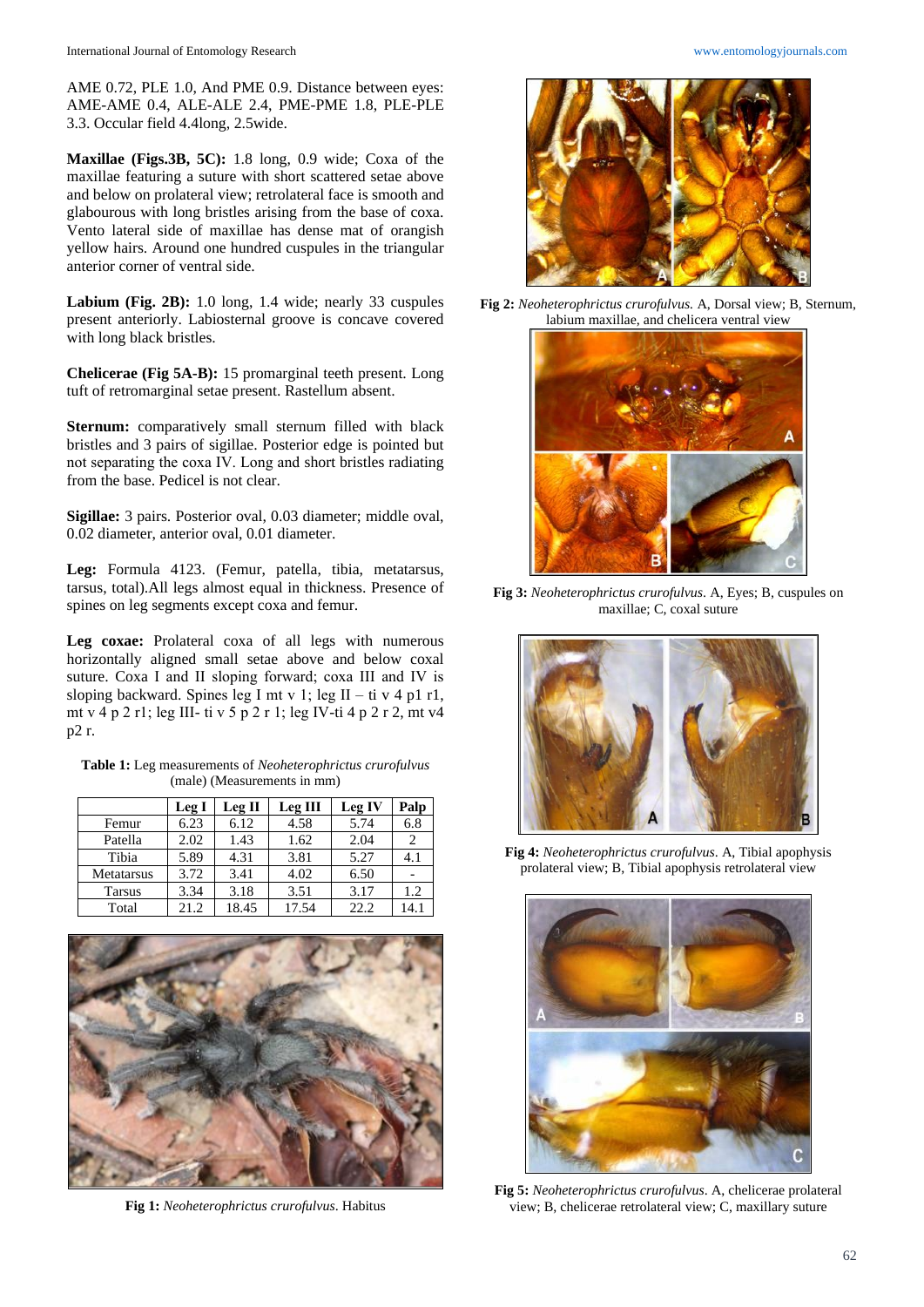AME 0.72, PLE 1.0, And PME 0.9. Distance between eyes: AME-AME 0.4, ALE-ALE 2.4, PME-PME 1.8, PLE-PLE 3.3. Occular field 4.4long, 2.5wide.

**Maxillae (Figs.3B, 5C):** 1.8 long, 0.9 wide; Coxa of the maxillae featuring a suture with short scattered setae above and below on prolateral view; retrolateral face is smooth and glabourous with long bristles arising from the base of coxa. Vento lateral side of maxillae has dense mat of orangish yellow hairs. Around one hundred cuspules in the triangular anterior corner of ventral side.

**Labium (Fig. 2B):** 1.0 long, 1.4 wide; nearly 33 cuspules present anteriorly. Labiosternal groove is concave covered with long black bristles.

**Chelicerae (Fig 5A-B):** 15 promarginal teeth present. Long tuft of retromarginal setae present. Rastellum absent.

**Sternum:** comparatively small sternum filled with black bristles and 3 pairs of sigillae. Posterior edge is pointed but not separating the coxa IV. Long and short bristles radiating from the base. Pedicel is not clear.

**Sigillae:** 3 pairs. Posterior oval, 0.03 diameter; middle oval, 0.02 diameter, anterior oval, 0.01 diameter.

**Leg:** Formula 4123. (Femur, patella, tibia, metatarsus, tarsus, total).All legs almost equal in thickness. Presence of spines on leg segments except coxa and femur.

**Leg coxae:** Prolateral coxa of all legs with numerous horizontally aligned small setae above and below coxal suture. Coxa I and II sloping forward; coxa III and IV is sloping backward. Spines leg I mt v 1; leg II – ti v 4 p1 r1, mt v 4 p 2 r1; leg III- ti v 5 p 2 r 1; leg IV-ti 4 p 2 r 2, mt v4 p2 r.

**Table 1:** Leg measurements of *Neoheterophrictus crurofulvus* (male) (Measurements in mm)

| | Leg I | Leg II | Leg III | Leg IV | Palp |
|---|---|---|---|---|---|
| Femur | 6.23 | 6.12 | 4.58 | 5.74 | 6.8 |
| Patella | 2.02 | 1.43 | 1.62 | 2.04 | 2 |
| Tibia | 5.89 | 4.31 | 3.81 | 5.27 | 4.1 |
| Metatarsus | 3.72 | 3.41 | 4.02 | 6.50 | - |
| Tarsus | 3.34 | 3.18 | 3.51 | 3.17 | 1.2 |
| Total | 21.2 | 18.45 | 17.54 | 22.2 | 14.1 |

**Fig 1:** *Neoheterophrictus crurofulvus*. Habitus

**Fig 2:** *Neoheterophrictus crurofulvus.* A, Dorsal view; B, Sternum, labium maxillae, and chelicera ventral view

**Fig 3:** *Neoheterophrictus crurofulvus*. A, Eyes; B, cuspules on maxillae; C, coxal suture

**Fig 4:** *Neoheterophrictus crurofulvus*. A, Tibial apophysis prolateral view; B, Tibial apophysis retrolateral view

**Fig 5:** *Neoheterophrictus crurofulvus*. A, chelicerae prolateral view; B, chelicerae retrolateral view; C, maxillary suture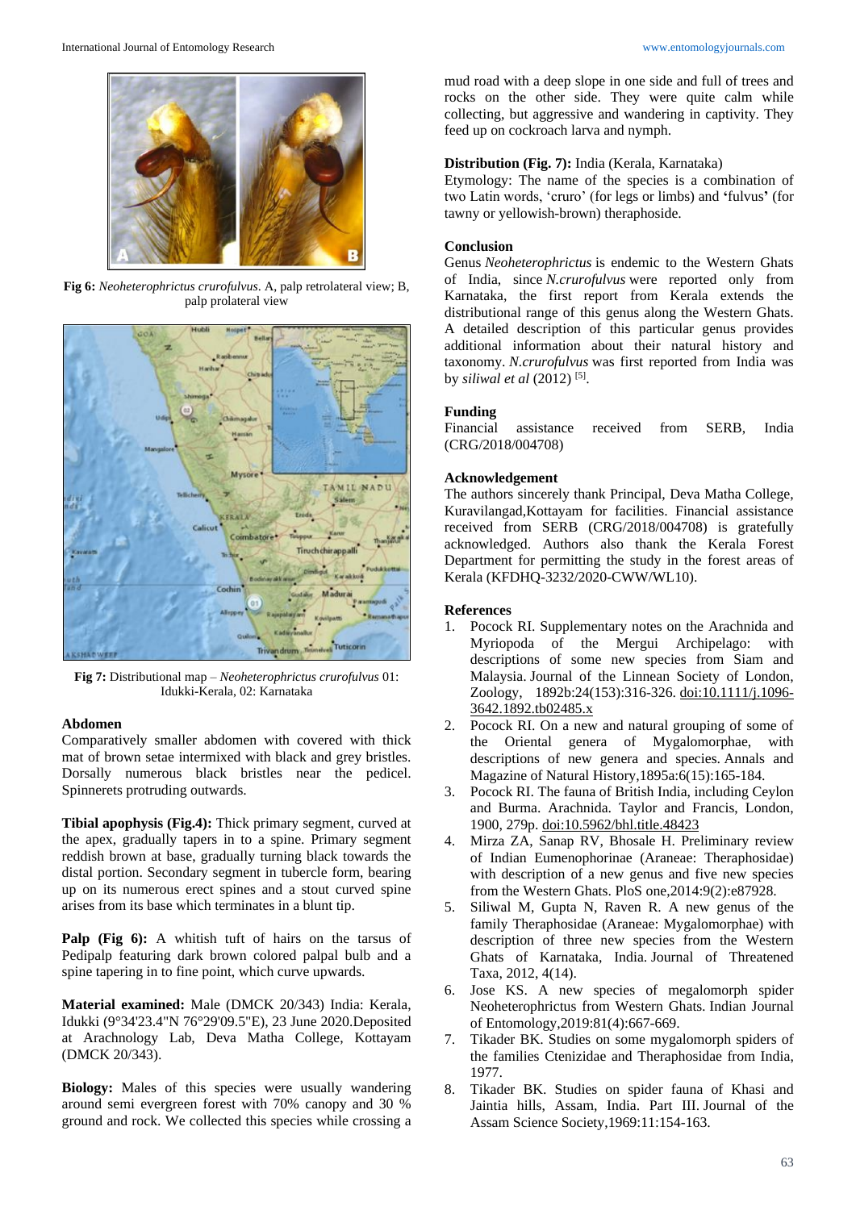**Fig 6:** *Neoheterophrictus crurofulvus*. A, palp retrolateral view; B, palp prolateral view

**Fig 7:** Distributional map – *Neoheterophrictus crurofulvus* 01: Idukki-Kerala, 02: Karnataka

### Abdomen

Comparatively smaller abdomen with covered with thick mat of brown setae intermixed with black and grey bristles. Dorsally numerous black bristles near the pedicel. Spinnerets protruding outwards.

**Tibial apophysis (Fig.4):** Thick primary segment, curved at the apex, gradually tapers in to a spine. Primary segment reddish brown at base, gradually turning black towards the distal portion. Secondary segment in tubercle form, bearing up on its numerous erect spines and a stout curved spine arises from its base which terminates in a blunt tip.

**Palp (Fig 6):** A whitish tuft of hairs on the tarsus of Pedipalp featuring dark brown colored palpal bulb and a spine tapering in to fine point, which curve upwards.

**Material examined:** Male (DMCK 20/343) India: Kerala, Idukki (9°34'23.4"N 76°29'09.5"E), 23 June 2020.Deposited at Arachnology Lab, Deva Matha College, Kottayam (DMCK 20/343).

**Biology:** Males of this species were usually wandering around semi evergreen forest with 70% canopy and 30 % ground and rock. We collected this species while crossing a mud road with a deep slope in one side and full of trees and rocks on the other side. They were quite calm while collecting, but aggressive and wandering in captivity. They feed up on cockroach larva and nymph.

**Distribution (Fig. 7):** India (Kerala, Karnataka)

Etymology: The name of the species is a combination of two Latin words, 'cruro' (for legs or limbs) and 'fulvus' (for tawny or yellowish-brown) theraphoside.

### Conclusion

Genus *Neoheterophrictus* is endemic to the Western Ghats of India, since *N.crurofulvus* were reported only from Karnataka, the first report from Kerala extends the distributional range of this genus along the Western Ghats. A detailed description of this particular genus provides additional information about their natural history and taxonomy. *N.crurofulvus* was first reported from India was by *siliwal et al* (2012) [5].

### Funding

Financial assistance received from SERB, India (CRG/2018/004708)

### Acknowledgement

The authors sincerely thank Principal, Deva Matha College, Kuravilangad,Kottayam for facilities. Financial assistance received from SERB (CRG/2018/004708) is gratefully acknowledged. Authors also thank the Kerala Forest Department for permitting the study in the forest areas of Kerala (KFDHQ-3232/2020-CWW/WL10).

### References

1. Pocock RI. Supplementary notes on the Arachnida and Myriopoda of the Mergui Archipelago: with descriptions of some new species from Siam and Malaysia. Journal of the Linnean Society of London, Zoology, 1892b:24(153):316-326. doi:10.1111/j.1096-3642.1892.tb02485.x
2. Pocock RI. On a new and natural grouping of some of the Oriental genera of Mygalomorphae, with descriptions of new genera and species. Annals and Magazine of Natural History,1895a:6(15):165-184.
3. Pocock RI. The fauna of British India, including Ceylon and Burma. Arachnida. Taylor and Francis, London, 1900, 279p. doi:10.5962/bhl.title.48423
4. Mirza ZA, Sanap RV, Bhosale H. Preliminary review of Indian Eumenophorinae (Araneae: Theraphosidae) with description of a new genus and five new species from the Western Ghats. PloS one,2014:9(2):e87928.
5. Siliwal M, Gupta N, Raven R. A new genus of the family Theraphosidae (Araneae: Mygalomorphae) with description of three new species from the Western Ghats of Karnataka, India. Journal of Threatened Taxa, 2012, 4(14).
6. Jose KS. A new species of megalomorph spider Neoheterophrictus from Western Ghats. Indian Journal of Entomology,2019:81(4):667-669.
7. Tikader BK. Studies on some mygalomorph spiders of the families Ctenizidae and Theraphosidae from India, 1977.
8. Tikader BK. Studies on spider fauna of Khasi and Jaintia hills, Assam, India. Part III. Journal of the Assam Science Society,1969:11:154-163.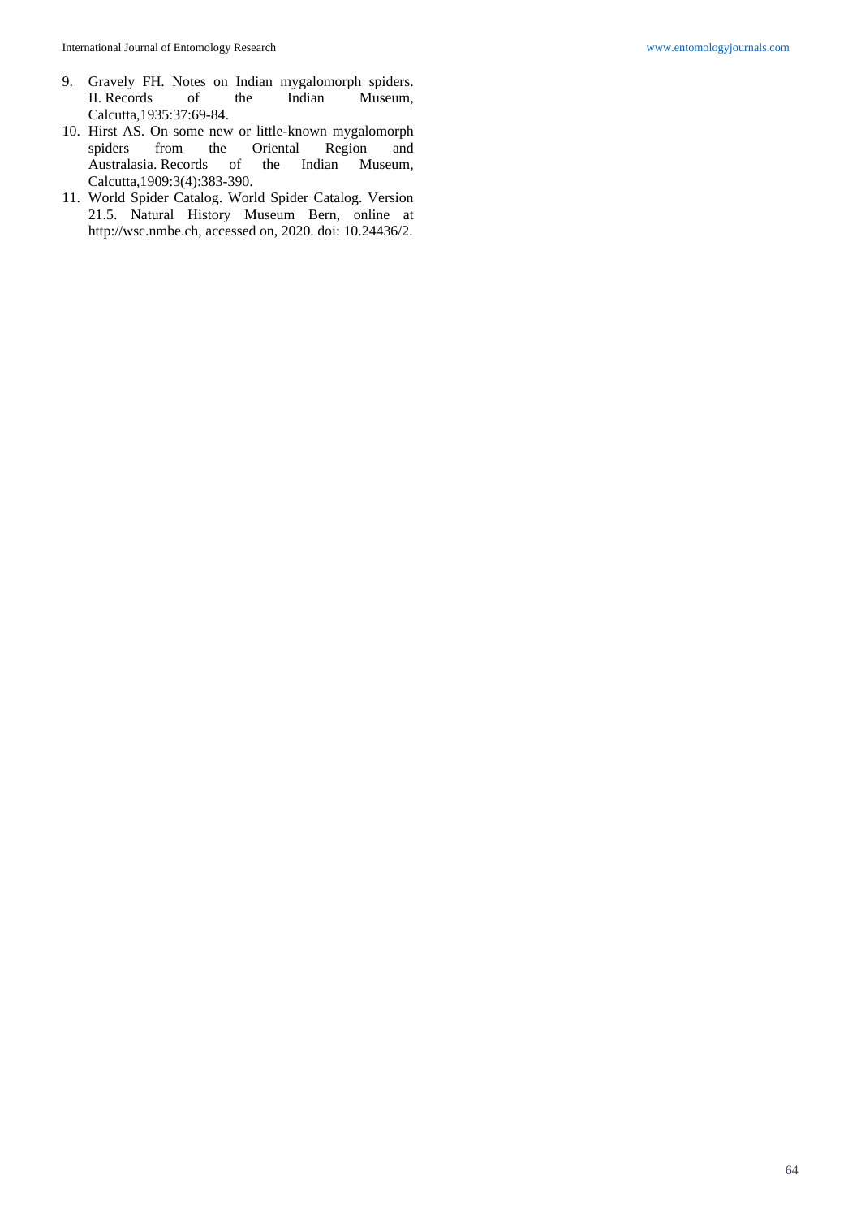9. Gravely FH. Notes on Indian mygalomorph spiders. II. Records of the Indian Museum, Calcutta,1935:37:69-84.
10. Hirst AS. On some new or little-known mygalomorph spiders from the Oriental Region and Australasia. Records of the Indian Museum, Calcutta,1909:3(4):383-390.
11. World Spider Catalog. World Spider Catalog. Version 21.5. Natural History Museum Bern, online at http://wsc.nmbe.ch, accessed on, 2020. doi: 10.24436/2.